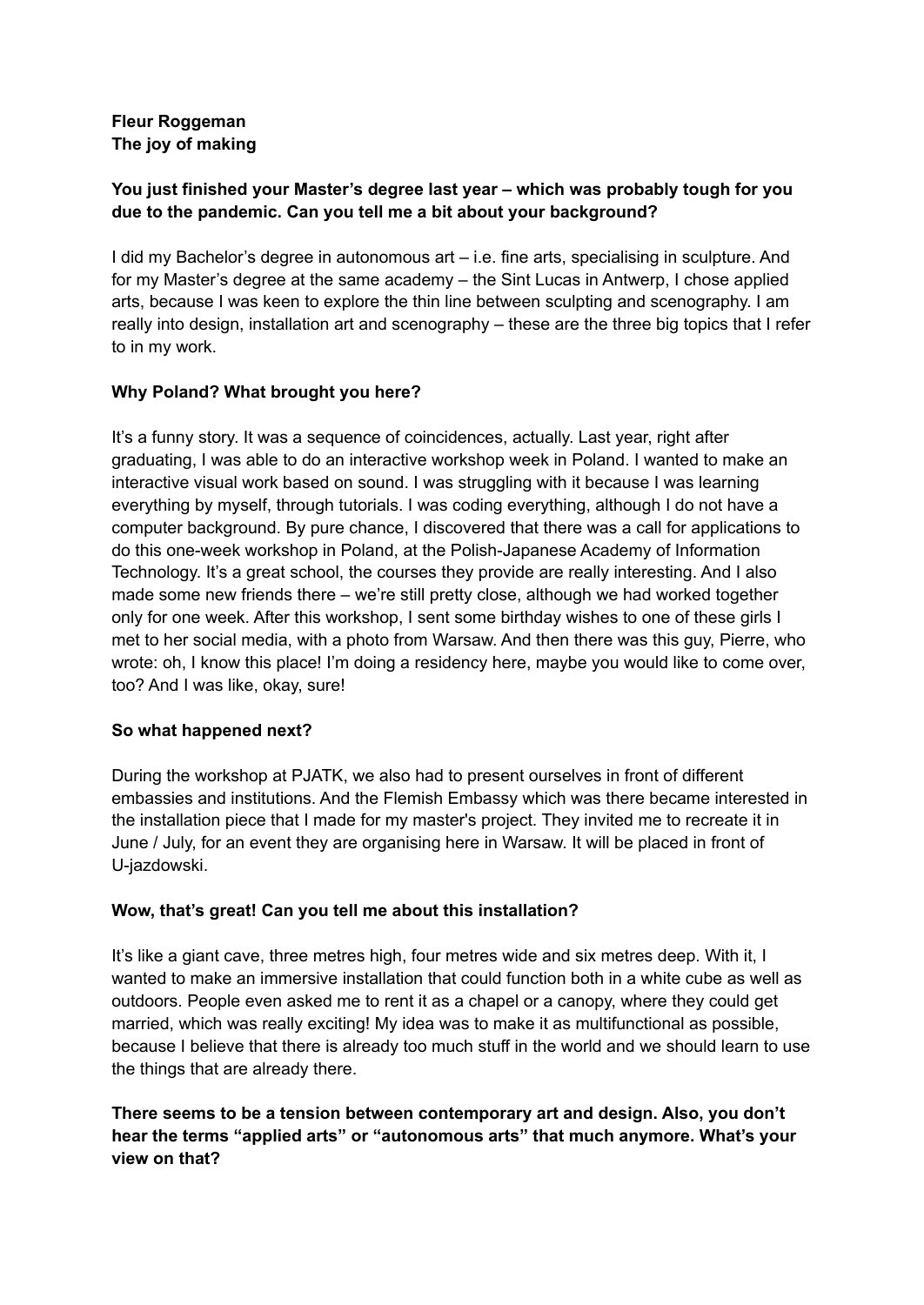**Fleur Roggeman**
**The joy of making**

**You just finished your Master's degree last year – which was probably tough for you due to the pandemic. Can you tell me a bit about your background?**

I did my Bachelor's degree in autonomous art – i.e. fine arts, specialising in sculpture. And for my Master's degree at the same academy – the Sint Lucas in Antwerp, I chose applied arts, because I was keen to explore the thin line between sculpting and scenography. I am really into design, installation art and scenography – these are the three big topics that I refer to in my work.

**Why Poland? What brought you here?**

It's a funny story. It was a sequence of coincidences, actually. Last year, right after graduating, I was able to do an interactive workshop week in Poland. I wanted to make an interactive visual work based on sound. I was struggling with it because I was learning everything by myself, through tutorials. I was coding everything, although I do not have a computer background. By pure chance, I discovered that there was a call for applications to do this one-week workshop in Poland, at the Polish-Japanese Academy of Information Technology. It's a great school, the courses they provide are really interesting. And I also made some new friends there – we're still pretty close, although we had worked together only for one week. After this workshop, I sent some birthday wishes to one of these girls I met to her social media, with a photo from Warsaw. And then there was this guy, Pierre, who wrote: oh, I know this place! I'm doing a residency here, maybe you would like to come over, too? And I was like, okay, sure!

**So what happened next?**

During the workshop at PJATK, we also had to present ourselves in front of different embassies and institutions. And the Flemish Embassy which was there became interested in the installation piece that I made for my master's project. They invited me to recreate it in June / July, for an event they are organising here in Warsaw. It will be placed in front of U-jazdowski.

**Wow, that's great! Can you tell me about this installation?**

It's like a giant cave, three metres high, four metres wide and six metres deep. With it, I wanted to make an immersive installation that could function both in a white cube as well as outdoors. People even asked me to rent it as a chapel or a canopy, where they could get married, which was really exciting! My idea was to make it as multifunctional as possible, because I believe that there is already too much stuff in the world and we should learn to use the things that are already there.

**There seems to be a tension between contemporary art and design. Also, you don't hear the terms "applied arts" or "autonomous arts" that much anymore. What's your view on that?**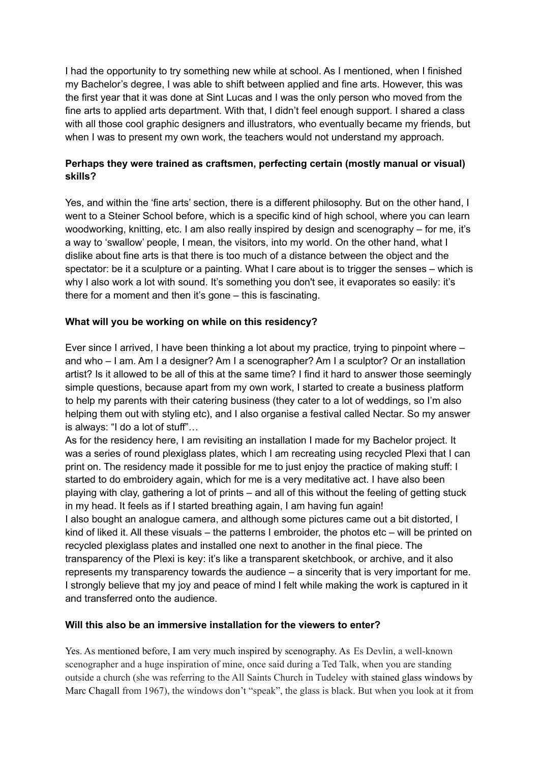I had the opportunity to try something new while at school. As I mentioned, when I finished my Bachelor's degree, I was able to shift between applied and fine arts. However, this was the first year that it was done at Sint Lucas and I was the only person who moved from the fine arts to applied arts department. With that, I didn't feel enough support. I shared a class with all those cool graphic designers and illustrators, who eventually became my friends, but when I was to present my own work, the teachers would not understand my approach.

**Perhaps they were trained as craftsmen, perfecting certain (mostly manual or visual) skills?**

Yes, and within the 'fine arts' section, there is a different philosophy. But on the other hand, I went to a Steiner School before, which is a specific kind of high school, where you can learn woodworking, knitting, etc. I am also really inspired by design and scenography – for me, it's a way to 'swallow' people, I mean, the visitors, into my world. On the other hand, what I dislike about fine arts is that there is too much of a distance between the object and the spectator: be it a sculpture or a painting. What I care about is to trigger the senses – which is why I also work a lot with sound. It's something you don't see, it evaporates so easily: it's there for a moment and then it's gone – this is fascinating.

**What will you be working on while on this residency?**

Ever since I arrived, I have been thinking a lot about my practice, trying to pinpoint where – and who – I am. Am I a designer? Am I a scenographer? Am I a sculptor? Or an installation artist? Is it allowed to be all of this at the same time? I find it hard to answer those seemingly simple questions, because apart from my own work, I started to create a business platform to help my parents with their catering business (they cater to a lot of weddings, so I'm also helping them out with styling etc), and I also organise a festival called Nectar. So my answer is always: "I do a lot of stuff"…

As for the residency here, I am revisiting an installation I made for my Bachelor project. It was a series of round plexiglass plates, which I am recreating using recycled Plexi that I can print on. The residency made it possible for me to just enjoy the practice of making stuff: I started to do embroidery again, which for me is a very meditative act. I have also been playing with clay, gathering a lot of prints – and all of this without the feeling of getting stuck in my head. It feels as if I started breathing again, I am having fun again!

I also bought an analogue camera, and although some pictures came out a bit distorted, I kind of liked it. All these visuals – the patterns I embroider, the photos etc – will be printed on recycled plexiglass plates and installed one next to another in the final piece. The transparency of the Plexi is key: it's like a transparent sketchbook, or archive, and it also represents my transparency towards the audience – a sincerity that is very important for me. I strongly believe that my joy and peace of mind I felt while making the work is captured in it and transferred onto the audience.

**Will this also be an immersive installation for the viewers to enter?**

Yes. As mentioned before, I am very much inspired by scenography. As Es Devlin, a well-known scenographer and a huge inspiration of mine, once said during a Ted Talk, when you are standing outside a church (she was referring to the All Saints Church in Tudeley with stained glass windows by Marc Chagall from 1967), the windows don't "speak", the glass is black. But when you look at it from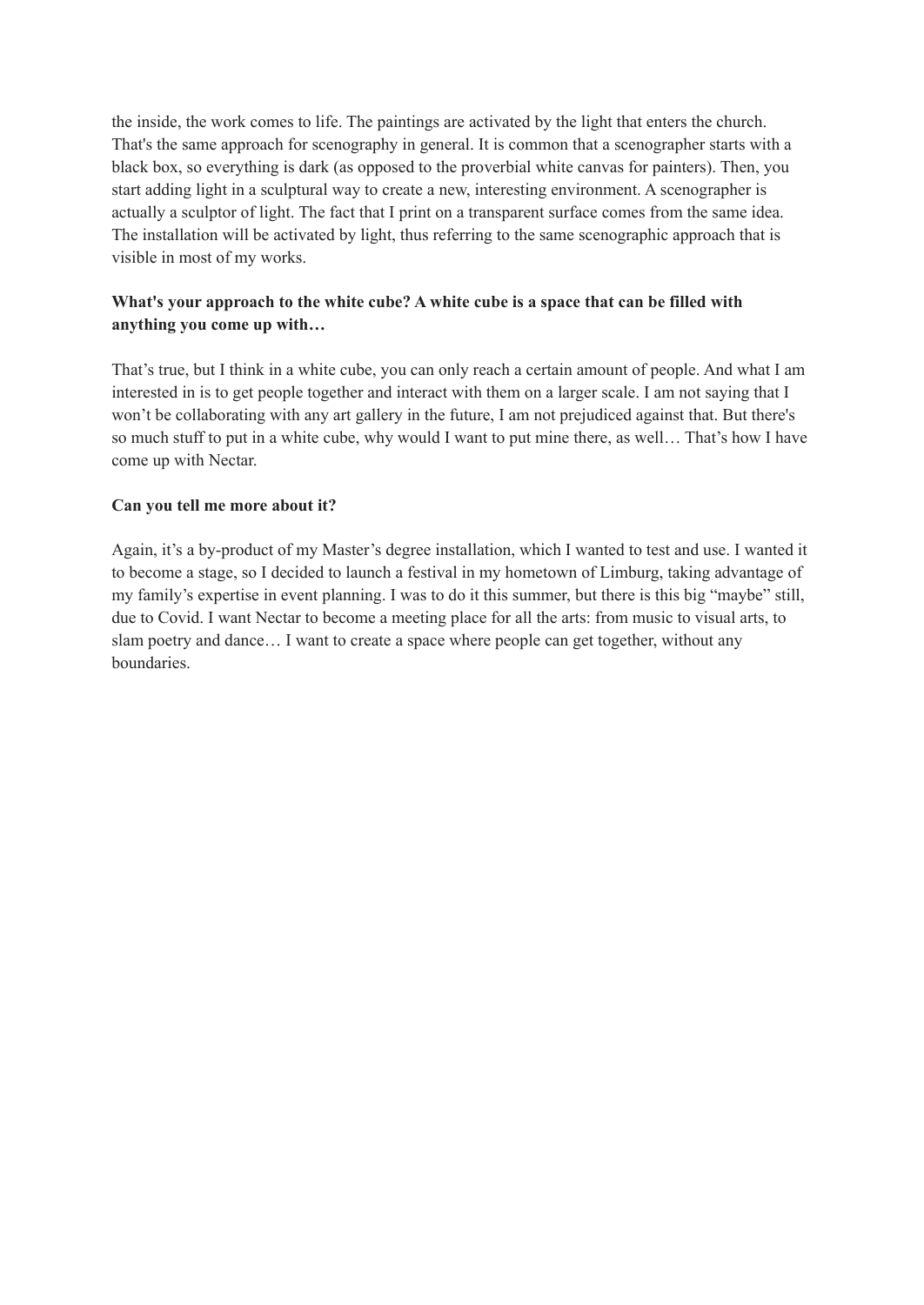the inside, the work comes to life. The paintings are activated by the light that enters the church. That's the same approach for scenography in general. It is common that a scenographer starts with a black box, so everything is dark (as opposed to the proverbial white canvas for painters). Then, you start adding light in a sculptural way to create a new, interesting environment. A scenographer is actually a sculptor of light. The fact that I print on a transparent surface comes from the same idea. The installation will be activated by light, thus referring to the same scenographic approach that is visible in most of my works.

**What's your approach to the white cube? A white cube is a space that can be filled with anything you come up with…**

That's true, but I think in a white cube, you can only reach a certain amount of people. And what I am interested in is to get people together and interact with them on a larger scale. I am not saying that I won't be collaborating with any art gallery in the future, I am not prejudiced against that. But there's so much stuff to put in a white cube, why would I want to put mine there, as well… That's how I have come up with Nectar.

**Can you tell me more about it?**

Again, it's a by-product of my Master's degree installation, which I wanted to test and use. I wanted it to become a stage, so I decided to launch a festival in my hometown of Limburg, taking advantage of my family's expertise in event planning. I was to do it this summer, but there is this big "maybe" still, due to Covid. I want Nectar to become a meeting place for all the arts: from music to visual arts, to slam poetry and dance… I want to create a space where people can get together, without any boundaries.